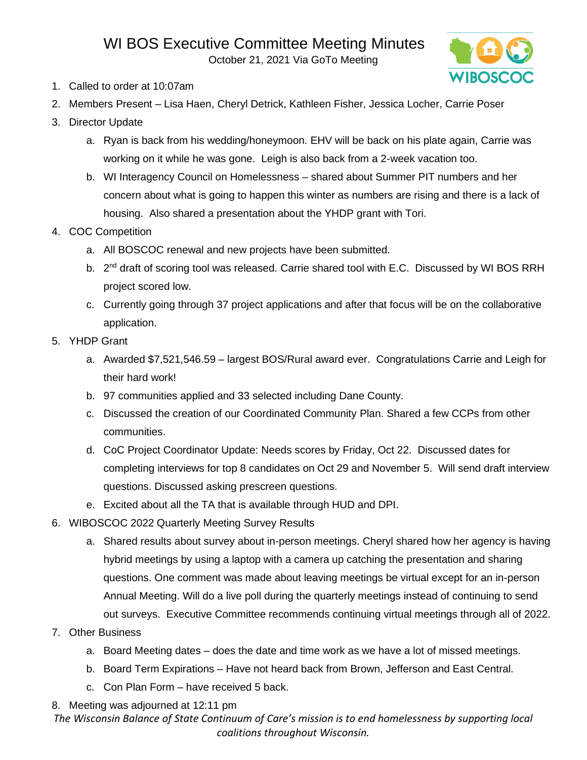# WI BOS Executive Committee Meeting Minutes

October 21, 2021 Via GoTo Meeting

1. Called to order at 10:07am
2. Members Present – Lisa Haen, Cheryl Detrick, Kathleen Fisher, Jessica Locher, Carrie Poser
3. Director Update
    a. Ryan is back from his wedding/honeymoon. EHV will be back on his plate again, Carrie was working on it while he was gone. Leigh is also back from a 2-week vacation too.
    b. WI Interagency Council on Homelessness – shared about Summer PIT numbers and her concern about what is going to happen this winter as numbers are rising and there is a lack of housing. Also shared a presentation about the YHDP grant with Tori.
4. COC Competition
    a. All BOSCOC renewal and new projects have been submitted.
    b. 2nd draft of scoring tool was released. Carrie shared tool with E.C. Discussed by WI BOS RRH project scored low.
    c. Currently going through 37 project applications and after that focus will be on the collaborative application.
5. YHDP Grant
    a. Awarded $7,521,546.59 – largest BOS/Rural award ever. Congratulations Carrie and Leigh for their hard work!
    b. 97 communities applied and 33 selected including Dane County.
    c. Discussed the creation of our Coordinated Community Plan. Shared a few CCPs from other communities.
    d. CoC Project Coordinator Update: Needs scores by Friday, Oct 22. Discussed dates for completing interviews for top 8 candidates on Oct 29 and November 5. Will send draft interview questions. Discussed asking prescreen questions.
    e. Excited about all the TA that is available through HUD and DPI.
6. WIBOSCOC 2022 Quarterly Meeting Survey Results
    a. Shared results about survey about in-person meetings. Cheryl shared how her agency is having hybrid meetings by using a laptop with a camera up catching the presentation and sharing questions. One comment was made about leaving meetings be virtual except for an in-person Annual Meeting. Will do a live poll during the quarterly meetings instead of continuing to send out surveys. Executive Committee recommends continuing virtual meetings through all of 2022.
7. Other Business
    a. Board Meeting dates – does the date and time work as we have a lot of missed meetings.
    b. Board Term Expirations – Have not heard back from Brown, Jefferson and East Central.
    c. Con Plan Form – have received 5 back.
8. Meeting was adjourned at 12:11 pm

*The Wisconsin Balance of State Continuum of Care's mission is to end homelessness by supporting local coalitions throughout Wisconsin.*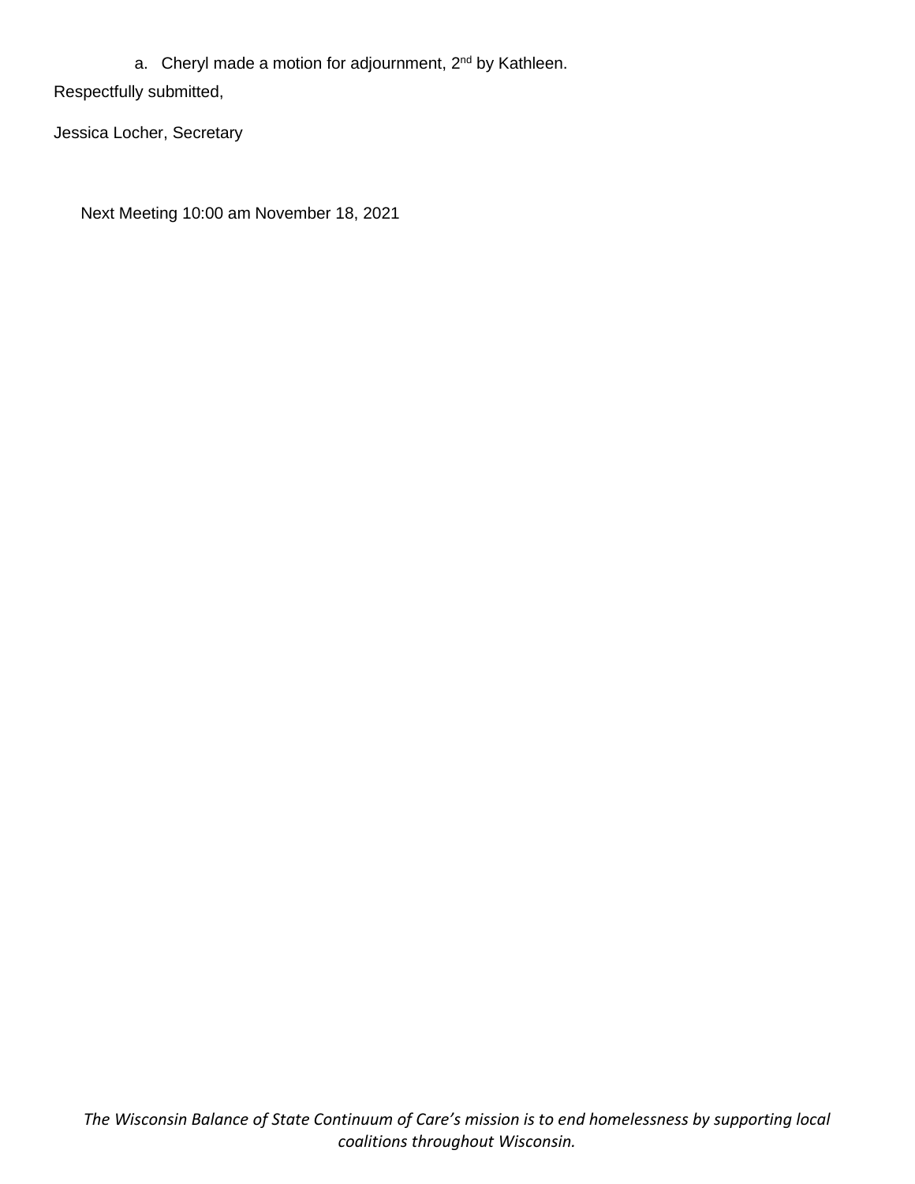a. Cheryl made a motion for adjournment, 2nd by Kathleen.

Respectfully submitted,

Jessica Locher, Secretary

Next Meeting 10:00 am November 18, 2021

*The Wisconsin Balance of State Continuum of Care's mission is to end homelessness by supporting local coalitions throughout Wisconsin.*